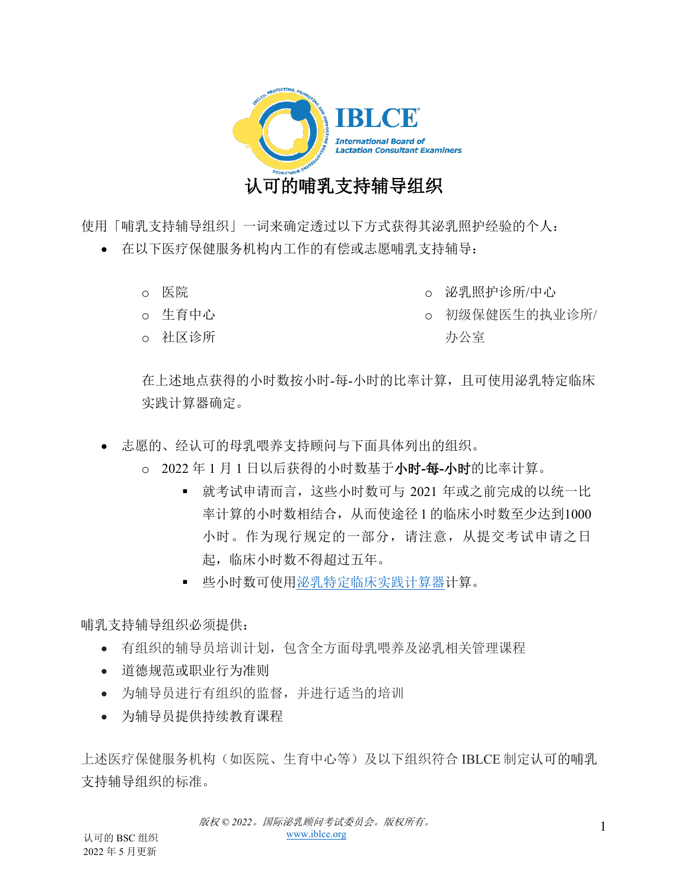# 认可的哺乳支持辅导组织

使用「哺乳支持辅导组织」一词来确定透过以下方式获得其泌乳照护经验的个人：

- 在以下医疗保健服务机构内工作的有偿或志愿哺乳支持辅导：
  - 医院
  - 生育中心
  - 社区诊所
  - 泌乳照护诊所/中心
  - 初级保健医生的执业诊所/办公室

  在上述地点获得的小时数按小时-每-小时的比率计算，且可使用泌乳特定临床实践计算器确定。

- 志愿的、经认可的母乳喂养支持顾问与下面具体列出的组织。
  - 2022 年 1 月 1 日以后获得的小时数基于**小时-每-小时**的比率计算。
    - 就考试申请而言，这些小时数可与 2021 年或之前完成的以统一比率计算的小时数相结合，从而使途径 1 的临床小时数至少达到1000 小时。作为现行规定的一部分，请注意，从提交考试申请之日起，临床小时数不得超过五年。
    - 些小时数可使用泌乳特定临床实践计算器计算。

哺乳支持辅导组织必须提供：

- 有组织的辅导员培训计划，包含全方面母乳喂养及泌乳相关管理课程
- 道德规范或职业行为准则
- 为辅导员进行有组织的监督，并进行适当的培训
- 为辅导员提供持续教育课程

上述医疗保健服务机构（如医院、生育中心等）及以下组织符合 IBLCE 制定认可的哺乳支持辅导组织的标准。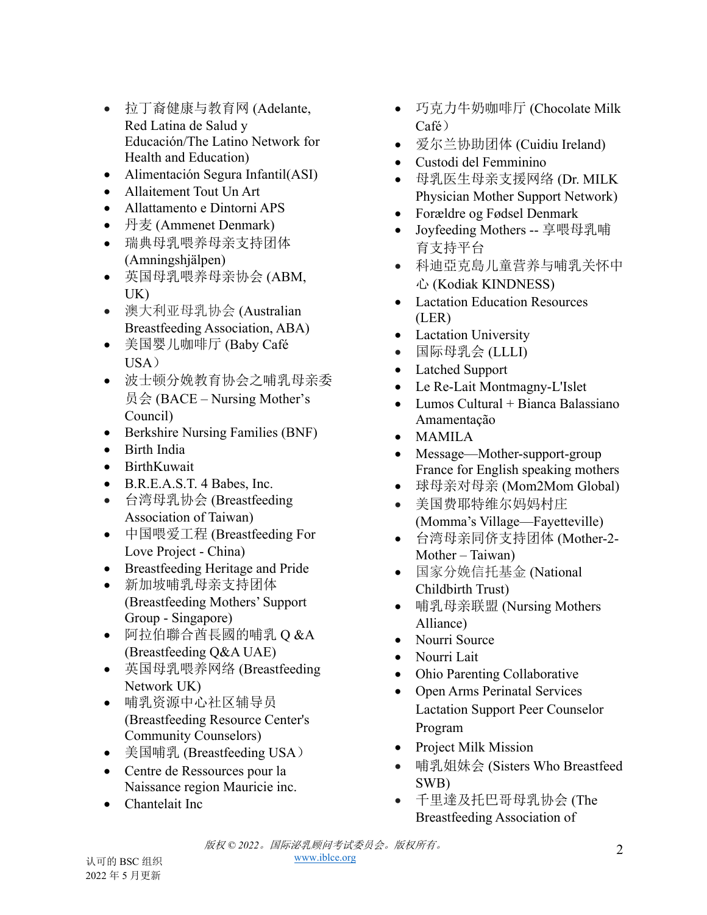- 拉丁裔健康与教育网 (Adelante, Red Latina de Salud y Educación/The Latino Network for Health and Education)
- Alimentación Segura Infantil(ASI)
- Allaitement Tout Un Art
- Allattamento e Dintorni APS
- 丹麦 (Ammenet Denmark)
- 瑞典母乳喂养母亲支持团体 (Amningshjälpen)
- 英国母乳喂养母亲协会 (ABM, UK)
- 澳大利亚母乳协会 (Australian Breastfeeding Association, ABA)
- 美国婴儿咖啡厅 (Baby Café USA）
- 波士顿分娩教育协会之哺乳母亲委员会 (BACE – Nursing Mother's Council)
- Berkshire Nursing Families (BNF)
- Birth India
- BirthKuwait
- B.R.E.A.S.T. 4 Babes, Inc.
- 台湾母乳协会 (Breastfeeding Association of Taiwan)
- 中国喂爱工程 (Breastfeeding For Love Project - China)
- Breastfeeding Heritage and Pride
- 新加坡哺乳母亲支持团体 (Breastfeeding Mothers' Support Group - Singapore)
- 阿拉伯聯合酋長國的哺乳 Q &A (Breastfeeding Q&A UAE)
- 英国母乳喂养网络 (Breastfeeding Network UK)
- 哺乳资源中心社区辅导员 (Breastfeeding Resource Center's Community Counselors)
- 美国哺乳 (Breastfeeding USA）
- Centre de Ressources pour la Naissance region Mauricie inc.
- Chantelait Inc
- 巧克力牛奶咖啡厅 (Chocolate Milk Café）
- 爱尔兰协助团体 (Cuidiu Ireland)
- Custodi del Femminino
- 母乳医生母亲支援网络 (Dr. MILK Physician Mother Support Network)
- Forældre og Fødsel Denmark
- Joyfeeding Mothers -- 享喂母乳哺育支持平台
- 科迪亞克島儿童营养与哺乳关怀中心 (Kodiak KINDNESS)
- Lactation Education Resources (LER)
- Lactation University
- 国际母乳会 (LLLI)
- Latched Support
- Le Re-Lait Montmagny-L'Islet
- Lumos Cultural + Bianca Balassiano Amamentação
- MAMILA
- Message—Mother-support-group France for English speaking mothers
- 球母亲对母亲 (Mom2Mom Global)
- 美国费耶特维尔妈妈村庄 (Momma's Village—Fayetteville)
- 台湾母亲同侪支持团体 (Mother-2-Mother – Taiwan)
- 国家分娩信托基金 (National Childbirth Trust)
- 哺乳母亲联盟 (Nursing Mothers Alliance)
- Nourri Source
- Nourri Lait
- Ohio Parenting Collaborative
- Open Arms Perinatal Services Lactation Support Peer Counselor Program
- Project Milk Mission
- 哺乳姐妹会 (Sisters Who Breastfeed SWB)
- 千里達及托巴哥母乳协会 (The Breastfeeding Association of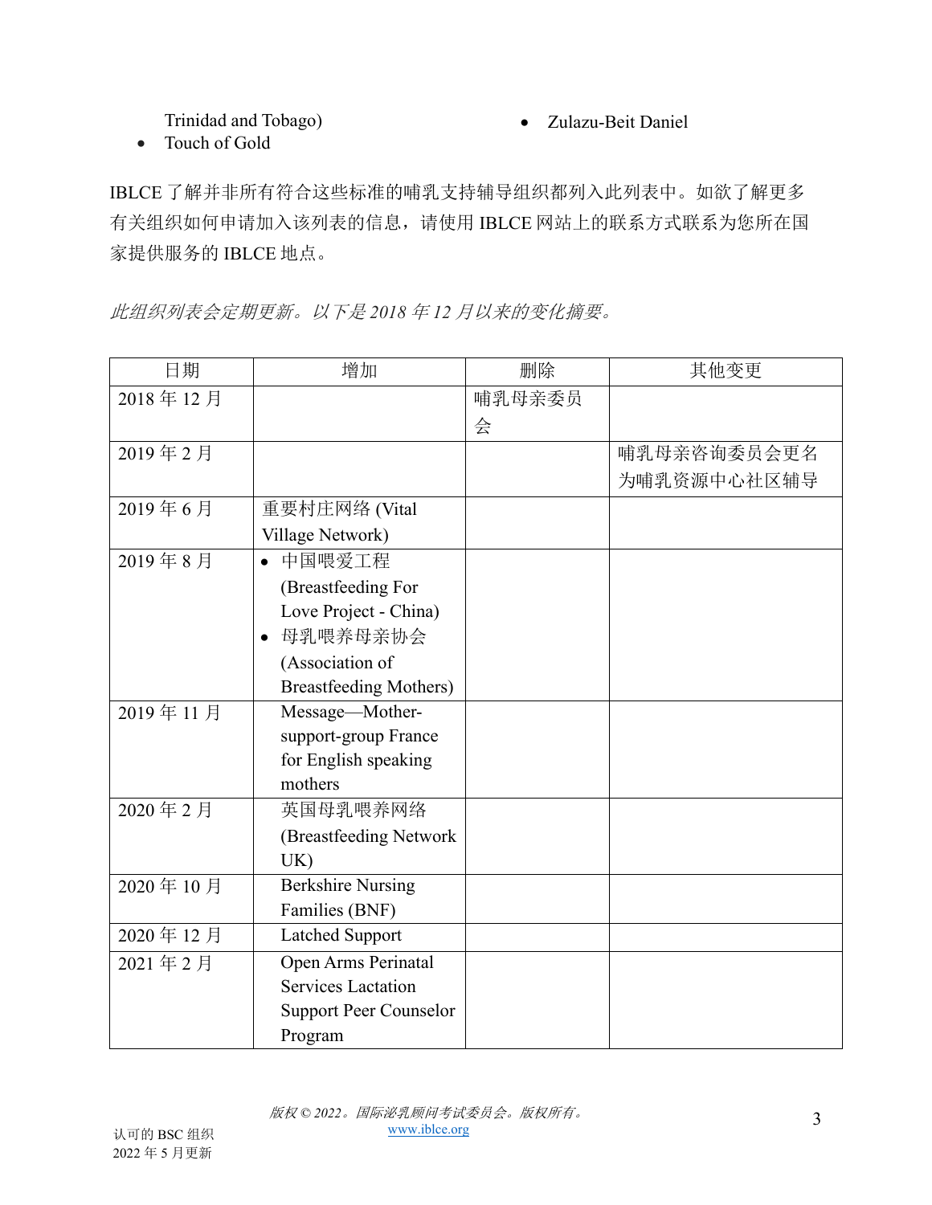Trinidad and Tobago)
- Touch of Gold
- Zulazu-Beit Daniel

IBLCE 了解并非所有符合这些标准的哺乳支持辅导组织都列入此列表中。如欲了解更多有关组织如何申请加入该列表的信息，请使用 IBLCE 网站上的联系方式联系为您所在国家提供服务的 IBLCE 地点。

*此组织列表会定期更新。以下是 2018 年 12 月以来的变化摘要。*

| 日期 | 增加 | 删除 | 其他变更 |
|---|---|---|---|
| 2018 年 12 月 | | 哺乳母亲委员会 | |
| 2019 年 2 月 | | | 哺乳母亲咨询委员会更名为哺乳资源中心社区辅导 |
| 2019 年 6 月 | 重要村庄网络 (Vital Village Network) | | |
| 2019 年 8 月 | • 中国喂爱工程 (Breastfeeding For Love Project - China)<br>• 母乳喂养母亲协会 (Association of Breastfeeding Mothers) | | |
| 2019 年 11 月 | Message—Mother-support-group France for English speaking mothers | | |
| 2020 年 2 月 | 英国母乳喂养网络 (Breastfeeding Network UK) | | |
| 2020 年 10 月 | Berkshire Nursing Families (BNF) | | |
| 2020 年 12 月 | Latched Support | | |
| 2021 年 2 月 | Open Arms Perinatal Services Lactation Support Peer Counselor Program | | |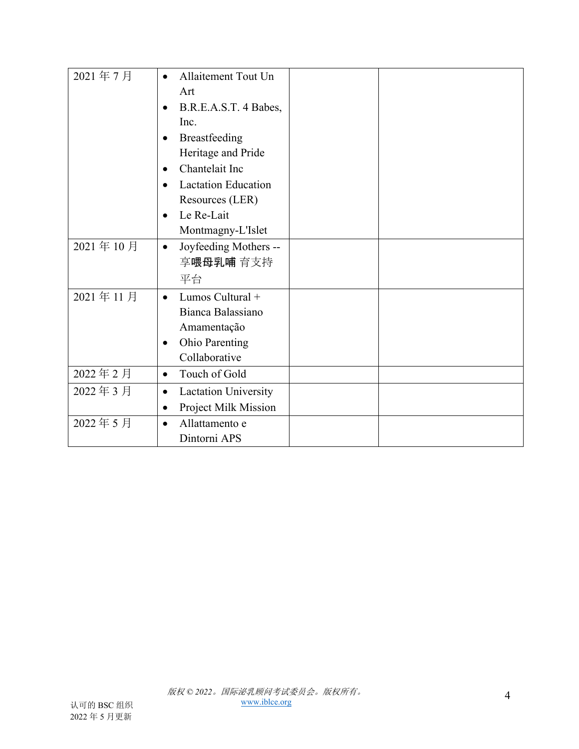| | | | |
|---|---|---|---|
| 2021 年 7 月 | • Allaitement Tout Un Art<br>• B.R.E.A.S.T. 4 Babes, Inc.<br>• Breastfeeding Heritage and Pride<br>• Chantelait Inc<br>• Lactation Education Resources (LER)<br>• Le Re-Lait Montmagny-L'Islet | | |
| 2021 年 10 月 | • Joyfeeding Mothers -- 享喂母乳哺 育支持平台 | | |
| 2021 年 11 月 | • Lumos Cultural + Bianca Balassiano Amamentação<br>• Ohio Parenting Collaborative | | |
| 2022 年 2 月 | • Touch of Gold | | |
| 2022 年 3 月 | • Lactation University<br>• Project Milk Mission | | |
| 2022 年 5 月 | • Allattamento e Dintorni APS | | |

*版权 © 2022。国际泌乳顾问考试委员会。版权所有。*
www.iblce.org

认可的 BSC 组织
2022 年 5 月更新